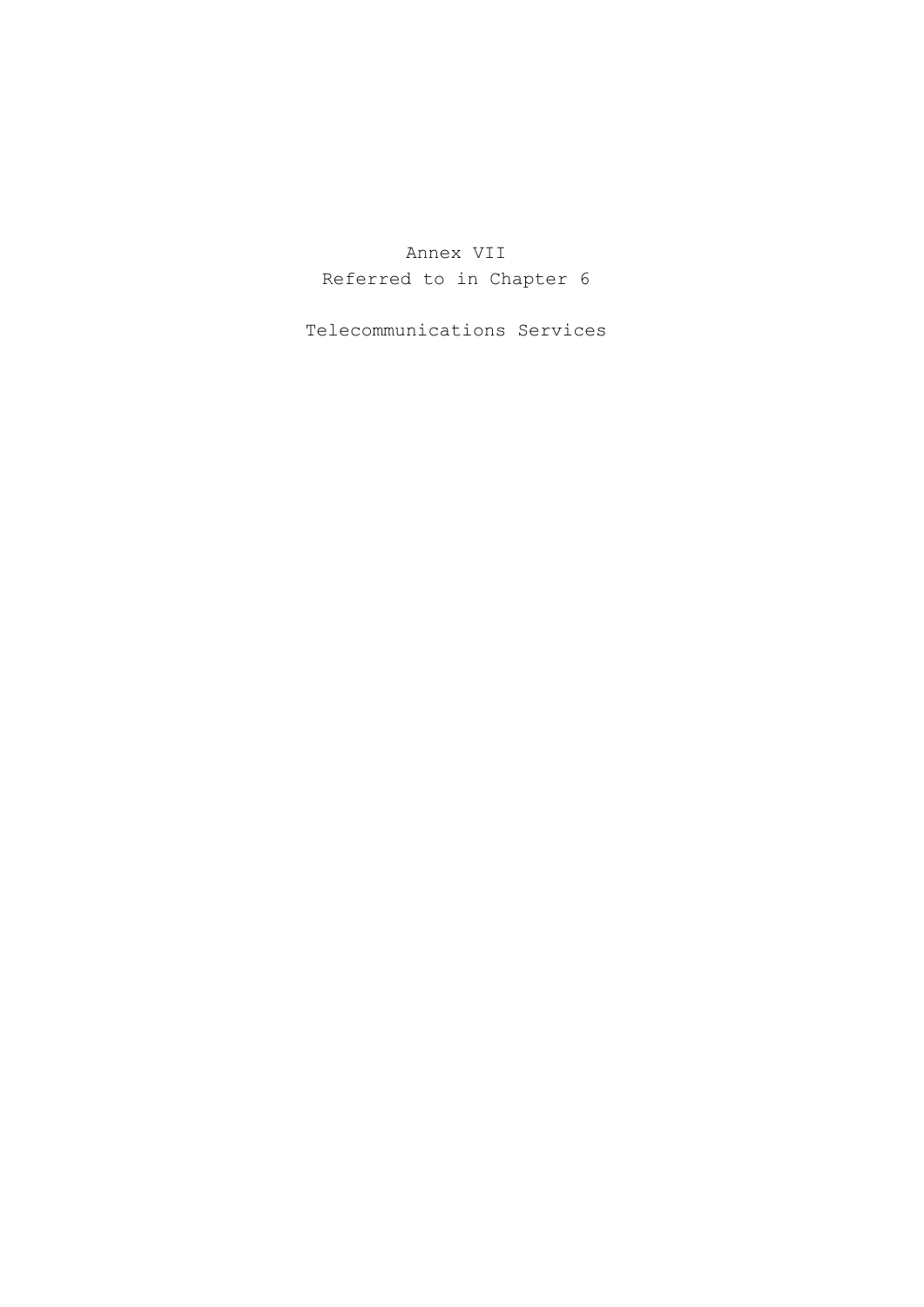# Annex VII

Referred to in Chapter 6

## Telecommunications Services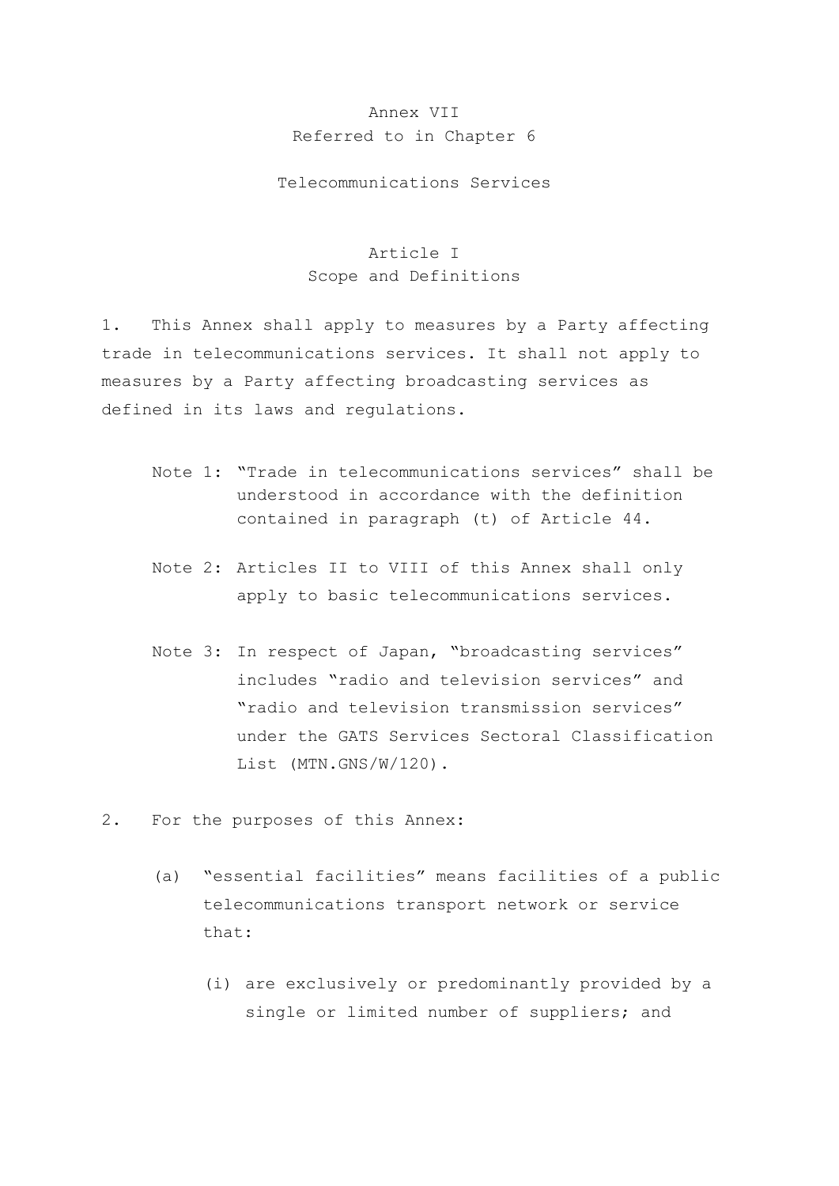# Annex VII
Referred to in Chapter 6

## Telecommunications Services

### Article I
Scope and Definitions

1. This Annex shall apply to measures by a Party affecting trade in telecommunications services. It shall not apply to measures by a Party affecting broadcasting services as defined in its laws and regulations.

   Note 1: "Trade in telecommunications services" shall be understood in accordance with the definition contained in paragraph (t) of Article 44.

   Note 2: Articles II to VIII of this Annex shall only apply to basic telecommunications services.

   Note 3: In respect of Japan, "broadcasting services" includes "radio and television services" and "radio and television transmission services" under the GATS Services Sectoral Classification List (MTN.GNS/W/120).

2. For the purposes of this Annex:

   (a) "essential facilities" means facilities of a public telecommunications transport network or service that:

      (i) are exclusively or predominantly provided by a single or limited number of suppliers; and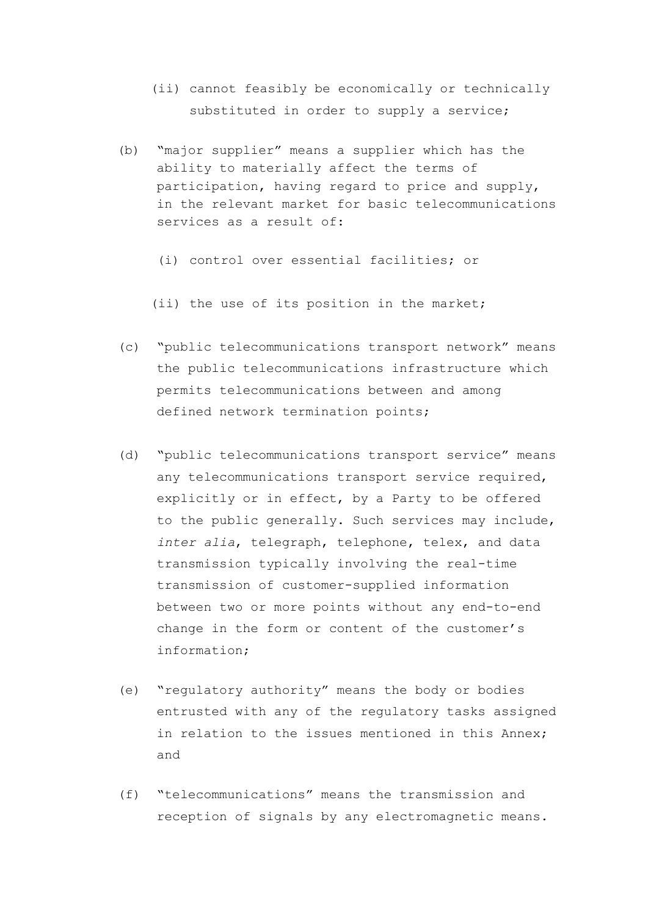(ii) cannot feasibly be economically or technically substituted in order to supply a service;

(b) "major supplier" means a supplier which has the ability to materially affect the terms of participation, having regard to price and supply, in the relevant market for basic telecommunications services as a result of:

    (i) control over essential facilities; or

    (ii) the use of its position in the market;

(c) "public telecommunications transport network" means the public telecommunications infrastructure which permits telecommunications between and among defined network termination points;

(d) "public telecommunications transport service" means any telecommunications transport service required, explicitly or in effect, by a Party to be offered to the public generally. Such services may include, *inter alia*, telegraph, telephone, telex, and data transmission typically involving the real-time transmission of customer-supplied information between two or more points without any end-to-end change in the form or content of the customer's information;

(e) "regulatory authority" means the body or bodies entrusted with any of the regulatory tasks assigned in relation to the issues mentioned in this Annex; and

(f) "telecommunications" means the transmission and reception of signals by any electromagnetic means.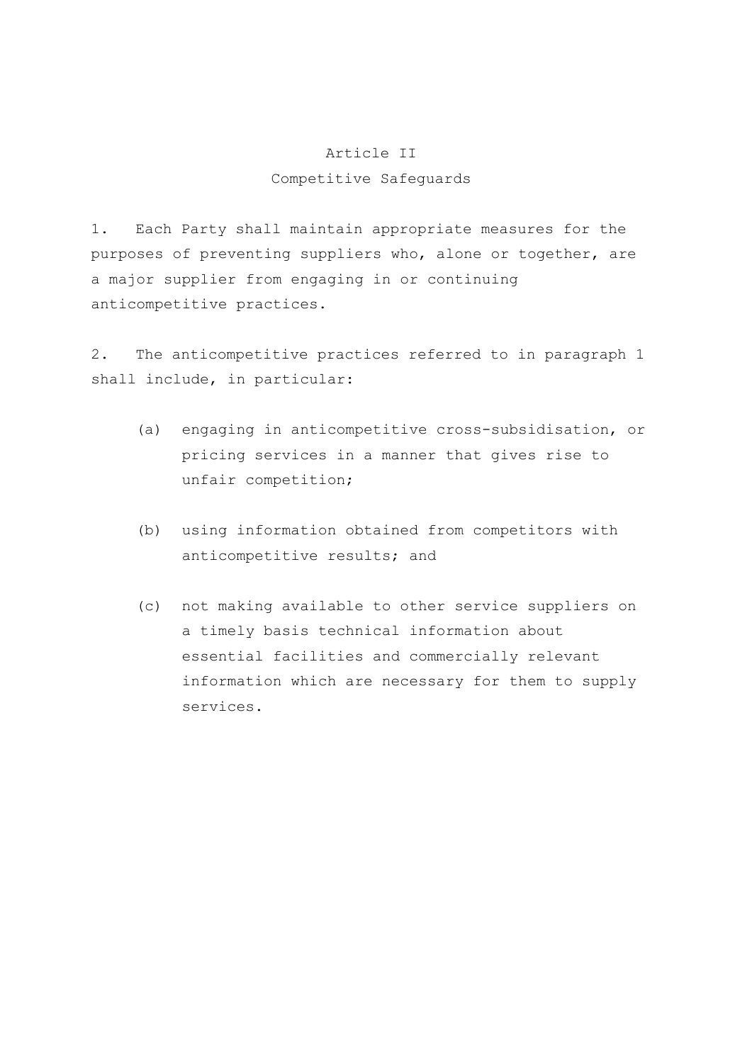## Article II
## Competitive Safeguards

1. Each Party shall maintain appropriate measures for the purposes of preventing suppliers who, alone or together, are a major supplier from engaging in or continuing anticompetitive practices.

2. The anticompetitive practices referred to in paragraph 1 shall include, in particular:

   (a) engaging in anticompetitive cross-subsidisation, or pricing services in a manner that gives rise to unfair competition;

   (b) using information obtained from competitors with anticompetitive results; and

   (c) not making available to other service suppliers on a timely basis technical information about essential facilities and commercially relevant information which are necessary for them to supply services.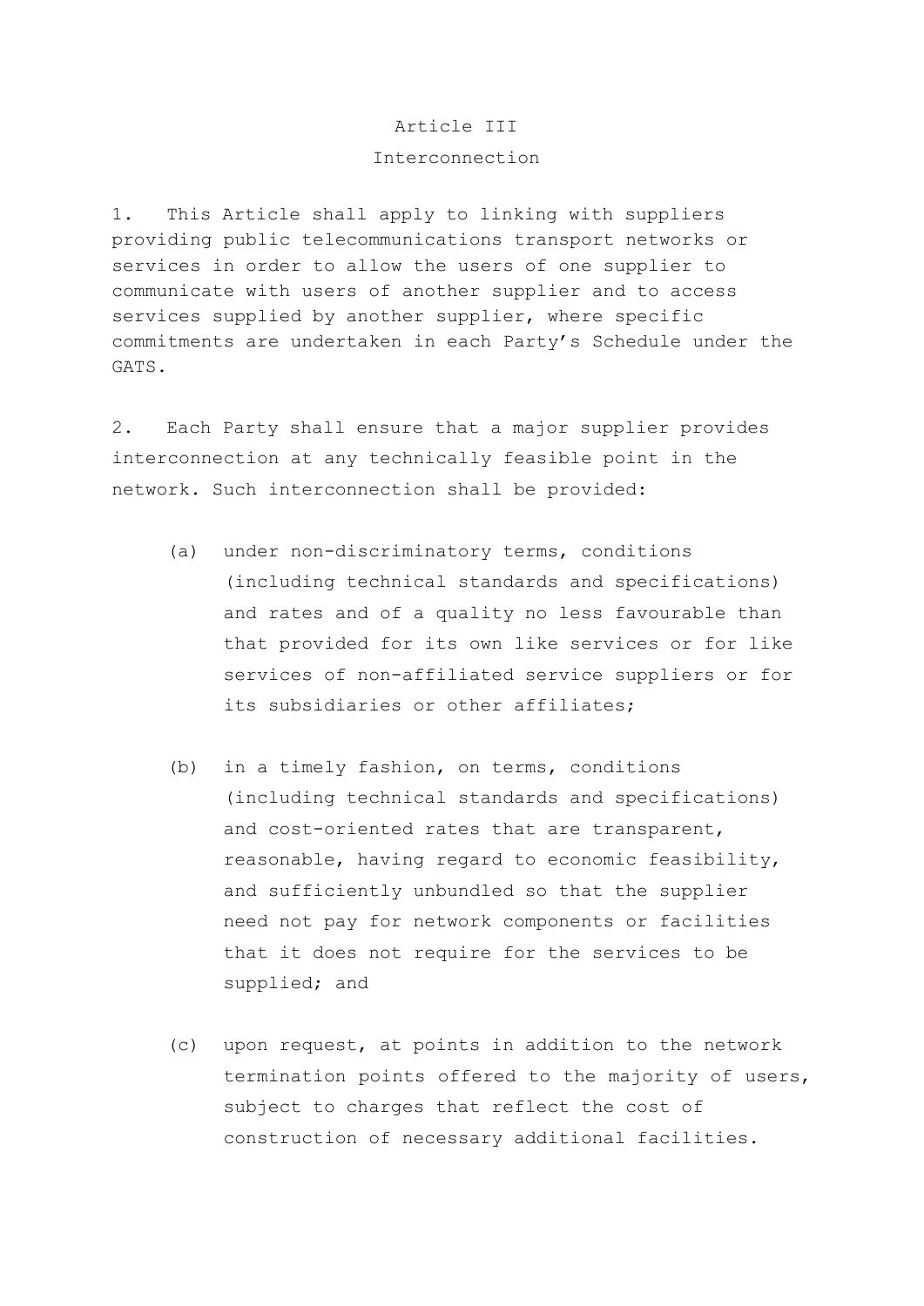# Article III

## Interconnection

1. This Article shall apply to linking with suppliers providing public telecommunications transport networks or services in order to allow the users of one supplier to communicate with users of another supplier and to access services supplied by another supplier, where specific commitments are undertaken in each Party's Schedule under the GATS.

2. Each Party shall ensure that a major supplier provides interconnection at any technically feasible point in the network. Such interconnection shall be provided:

   (a) under non-discriminatory terms, conditions (including technical standards and specifications) and rates and of a quality no less favourable than that provided for its own like services or for like services of non-affiliated service suppliers or for its subsidiaries or other affiliates;

   (b) in a timely fashion, on terms, conditions (including technical standards and specifications) and cost-oriented rates that are transparent, reasonable, having regard to economic feasibility, and sufficiently unbundled so that the supplier need not pay for network components or facilities that it does not require for the services to be supplied; and

   (c) upon request, at points in addition to the network termination points offered to the majority of users, subject to charges that reflect the cost of construction of necessary additional facilities.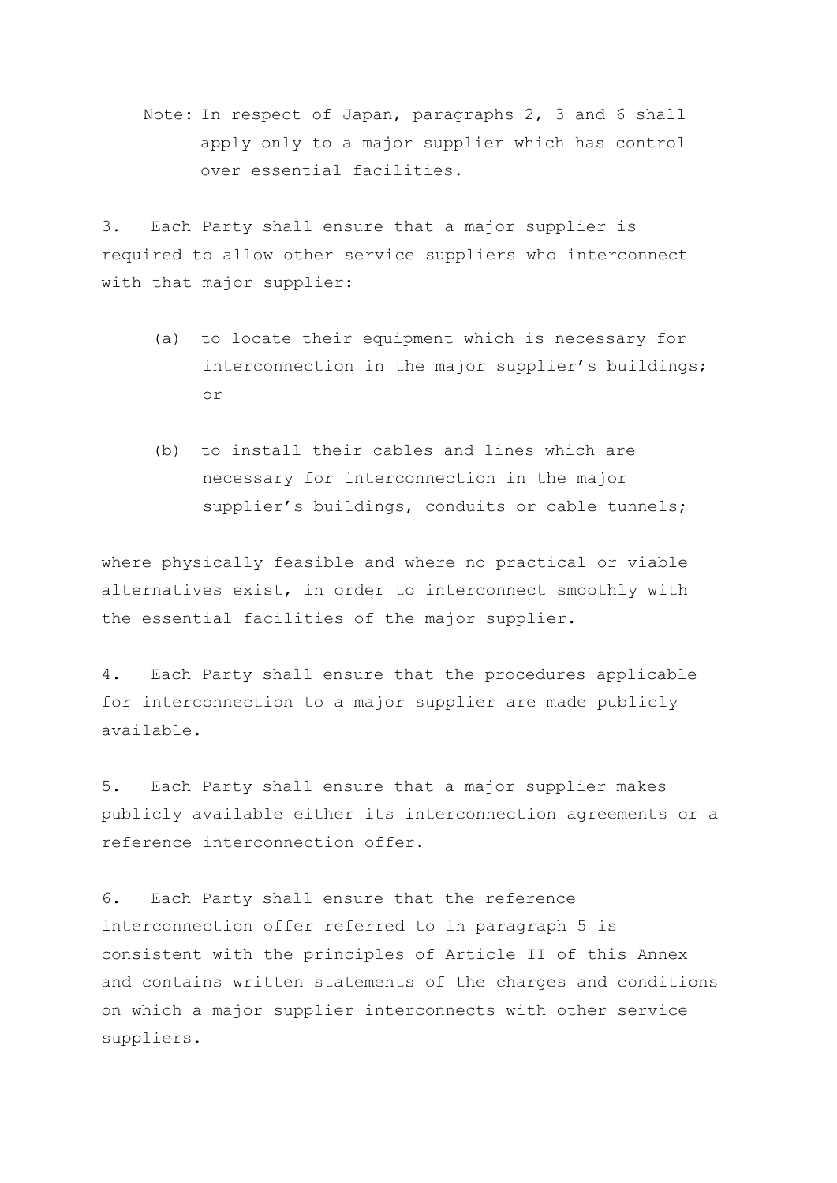Note: In respect of Japan, paragraphs 2, 3 and 6 shall apply only to a major supplier which has control over essential facilities.

3. Each Party shall ensure that a major supplier is required to allow other service suppliers who interconnect with that major supplier:

(a) to locate their equipment which is necessary for interconnection in the major supplier's buildings; or

(b) to install their cables and lines which are necessary for interconnection in the major supplier's buildings, conduits or cable tunnels;

where physically feasible and where no practical or viable alternatives exist, in order to interconnect smoothly with the essential facilities of the major supplier.

4. Each Party shall ensure that the procedures applicable for interconnection to a major supplier are made publicly available.

5. Each Party shall ensure that a major supplier makes publicly available either its interconnection agreements or a reference interconnection offer.

6. Each Party shall ensure that the reference interconnection offer referred to in paragraph 5 is consistent with the principles of Article II of this Annex and contains written statements of the charges and conditions on which a major supplier interconnects with other service suppliers.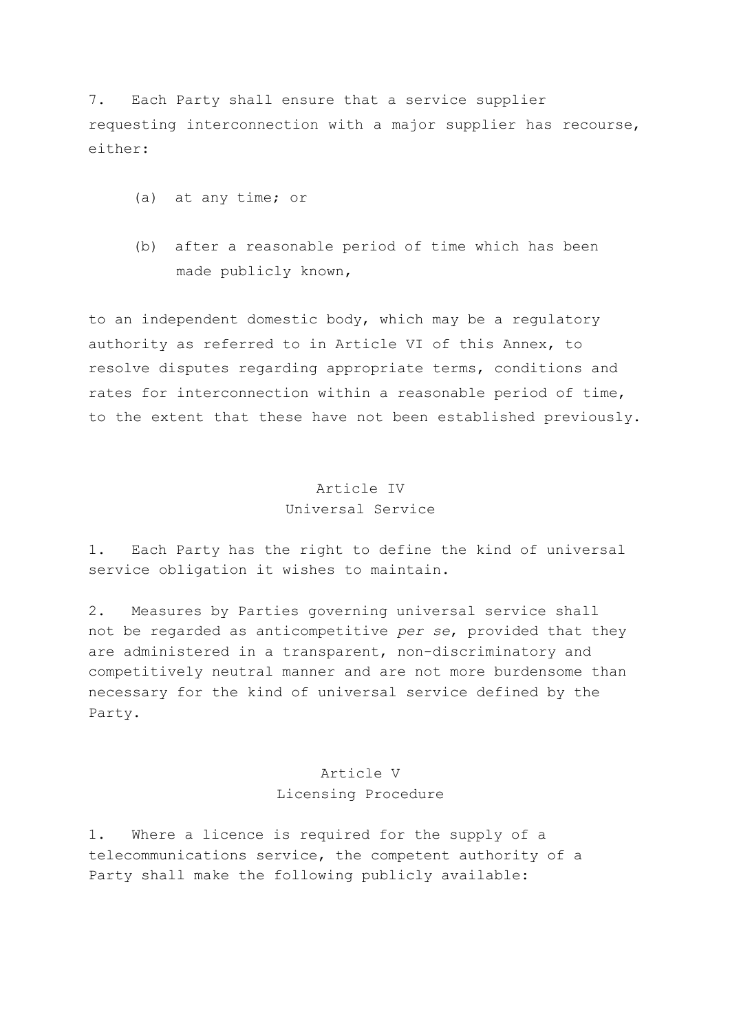7. Each Party shall ensure that a service supplier requesting interconnection with a major supplier has recourse, either:

(a) at any time; or

(b) after a reasonable period of time which has been made publicly known,

to an independent domestic body, which may be a regulatory authority as referred to in Article VI of this Annex, to resolve disputes regarding appropriate terms, conditions and rates for interconnection within a reasonable period of time, to the extent that these have not been established previously.

## Article IV
## Universal Service

1. Each Party has the right to define the kind of universal service obligation it wishes to maintain.

2. Measures by Parties governing universal service shall not be regarded as anticompetitive *per se*, provided that they are administered in a transparent, non-discriminatory and competitively neutral manner and are not more burdensome than necessary for the kind of universal service defined by the Party.

## Article V
## Licensing Procedure

1. Where a licence is required for the supply of a telecommunications service, the competent authority of a Party shall make the following publicly available: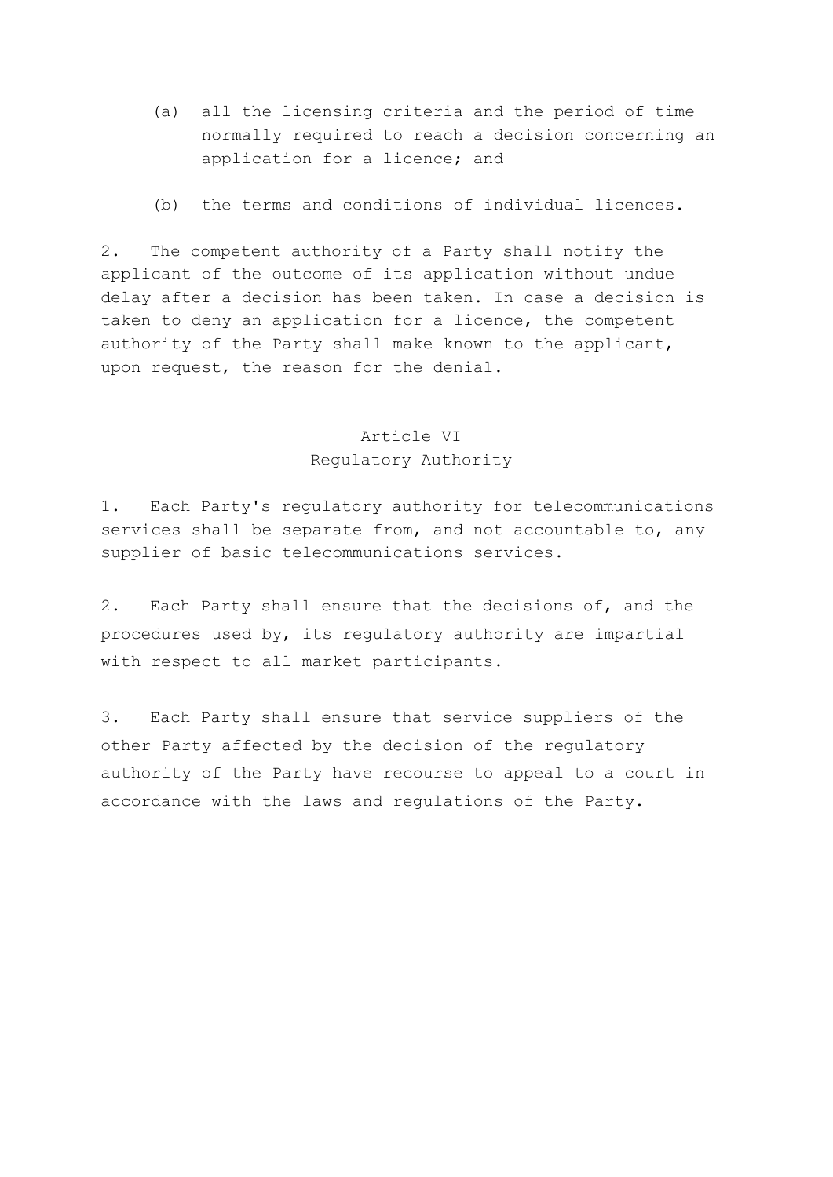(a) all the licensing criteria and the period of time normally required to reach a decision concerning an application for a licence; and

(b) the terms and conditions of individual licences.

2. The competent authority of a Party shall notify the applicant of the outcome of its application without undue delay after a decision has been taken. In case a decision is taken to deny an application for a licence, the competent authority of the Party shall make known to the applicant, upon request, the reason for the denial.

## Article VI
## Regulatory Authority

1. Each Party's regulatory authority for telecommunications services shall be separate from, and not accountable to, any supplier of basic telecommunications services.

2. Each Party shall ensure that the decisions of, and the procedures used by, its regulatory authority are impartial with respect to all market participants.

3. Each Party shall ensure that service suppliers of the other Party affected by the decision of the regulatory authority of the Party have recourse to appeal to a court in accordance with the laws and regulations of the Party.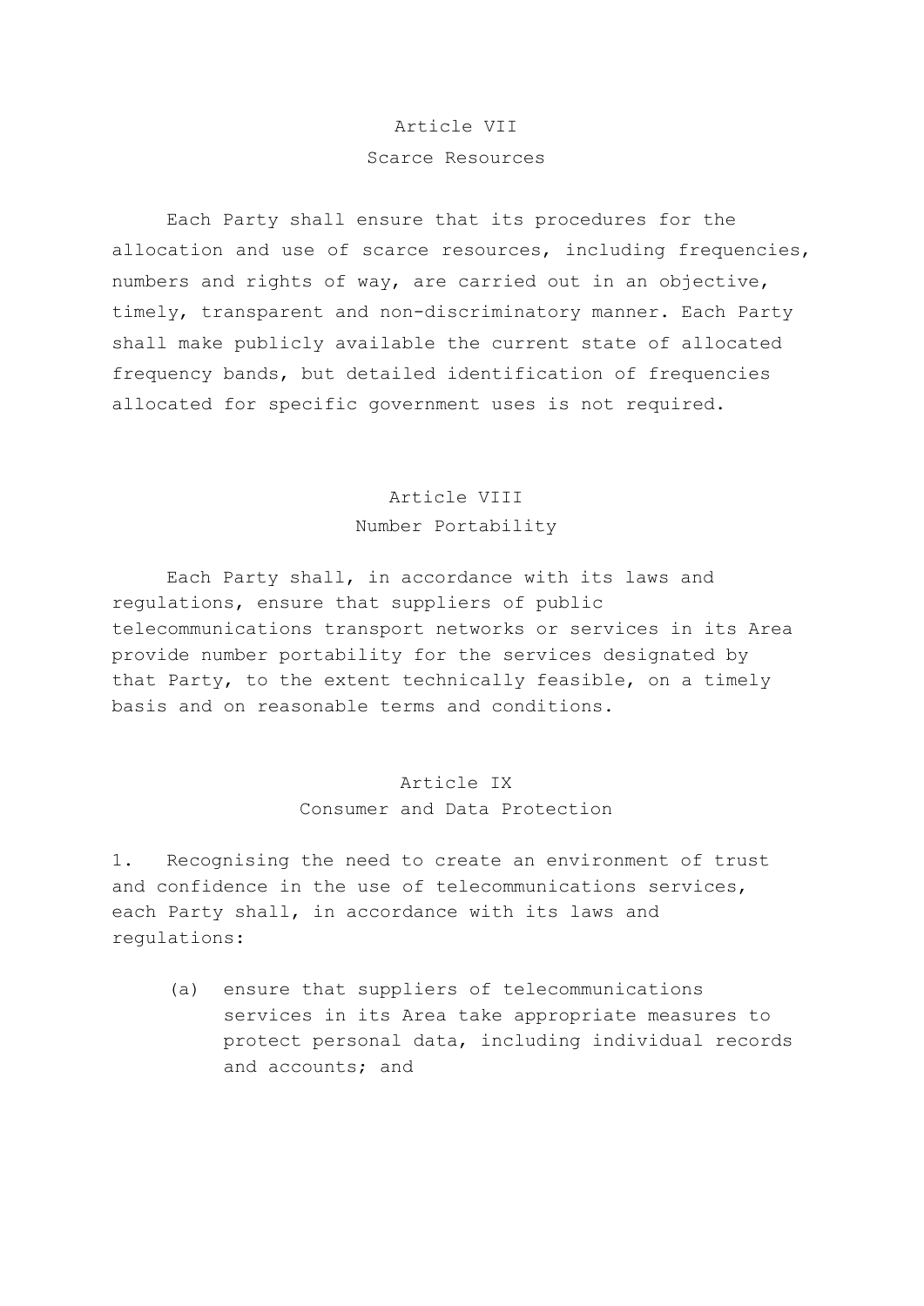## Article VII
### Scarce Resources

Each Party shall ensure that its procedures for the allocation and use of scarce resources, including frequencies, numbers and rights of way, are carried out in an objective, timely, transparent and non-discriminatory manner. Each Party shall make publicly available the current state of allocated frequency bands, but detailed identification of frequencies allocated for specific government uses is not required.

## Article VIII
### Number Portability

Each Party shall, in accordance with its laws and regulations, ensure that suppliers of public telecommunications transport networks or services in its Area provide number portability for the services designated by that Party, to the extent technically feasible, on a timely basis and on reasonable terms and conditions.

## Article IX
### Consumer and Data Protection

1. Recognising the need to create an environment of trust and confidence in the use of telecommunications services, each Party shall, in accordance with its laws and regulations:

   (a) ensure that suppliers of telecommunications services in its Area take appropriate measures to protect personal data, including individual records and accounts; and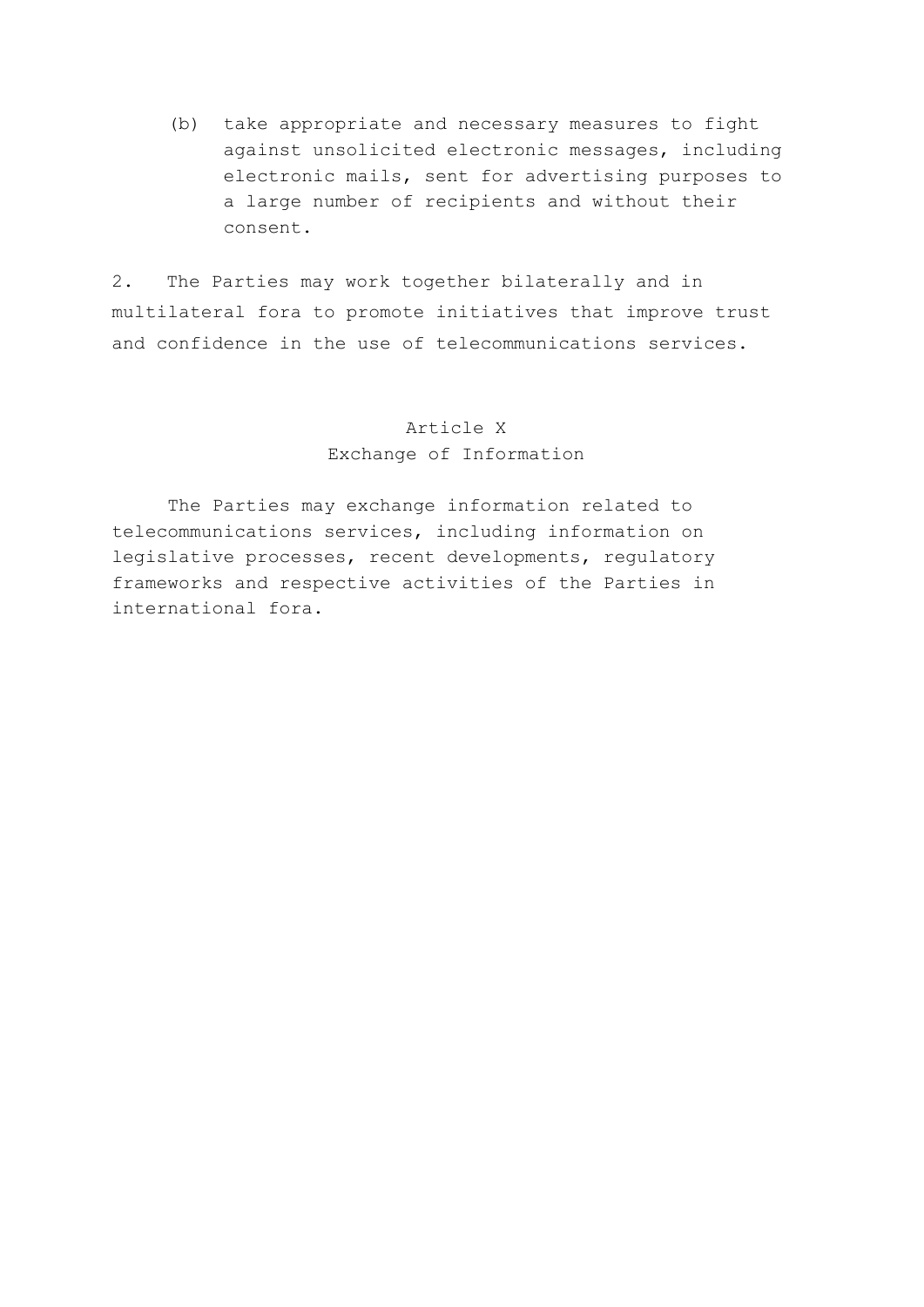(b) take appropriate and necessary measures to fight against unsolicited electronic messages, including electronic mails, sent for advertising purposes to a large number of recipients and without their consent.

2. The Parties may work together bilaterally and in multilateral fora to promote initiatives that improve trust and confidence in the use of telecommunications services.

## Article X
## Exchange of Information

The Parties may exchange information related to telecommunications services, including information on legislative processes, recent developments, regulatory frameworks and respective activities of the Parties in international fora.